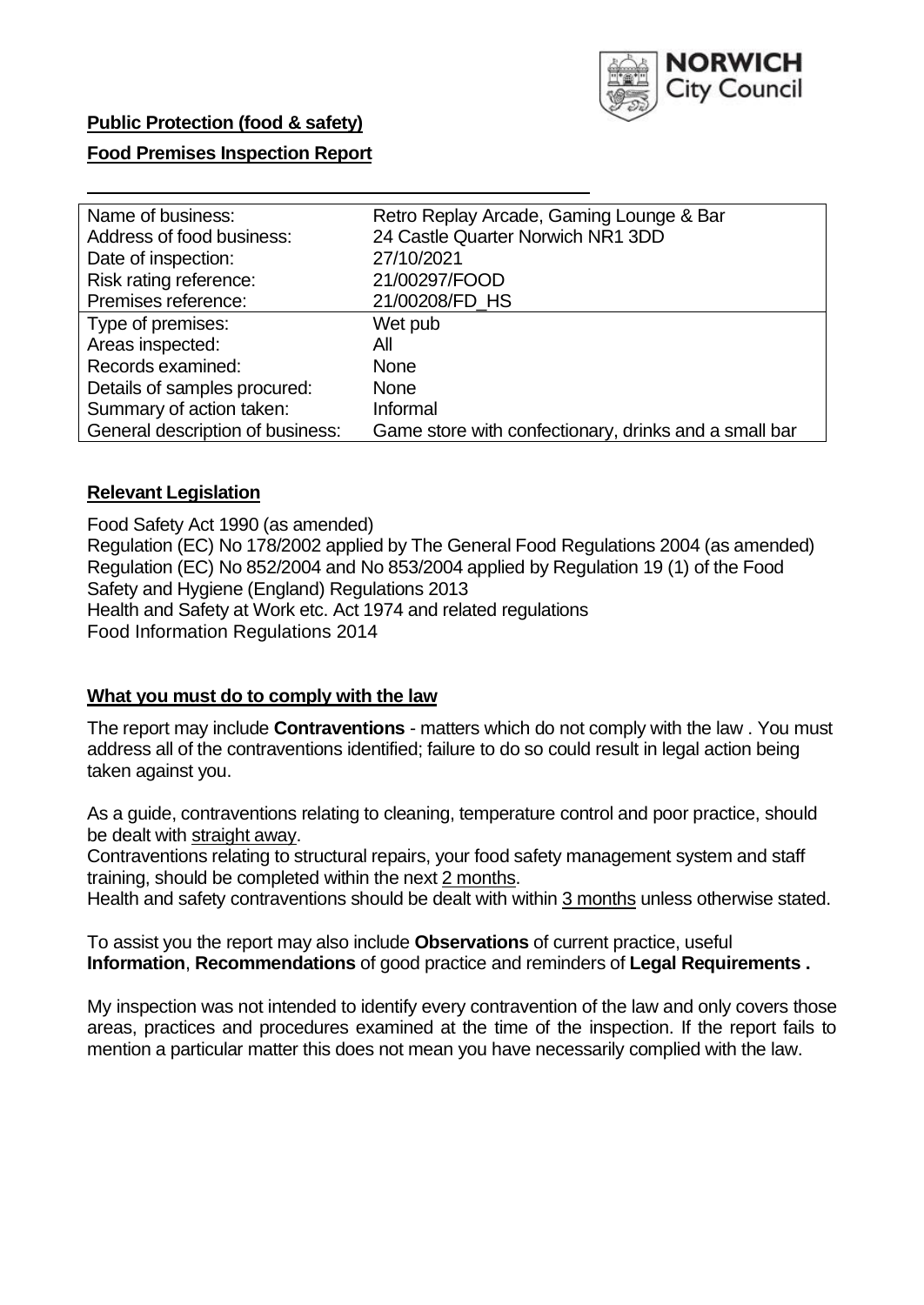**Public Protection (food & safety)**

**Food Premises Inspection Report**

| Name of business: | Retro Replay Arcade, Gaming Lounge & Bar |
|---|---|
| Address of food business: | 24 Castle Quarter Norwich NR1 3DD |
| Date of inspection: | 27/10/2021 |
| Risk rating reference: | 21/00297/FOOD |
| Premises reference: | 21/00208/FD_HS |
| Type of premises: | Wet pub |
| Areas inspected: | All |
| Records examined: | None |
| Details of samples procured: | None |
| Summary of action taken: | Informal |
| General description of business: | Game store with confectionary, drinks and a small bar |

## Relevant Legislation

Food Safety Act 1990 (as amended)
Regulation (EC) No 178/2002 applied by The General Food Regulations 2004 (as amended)
Regulation (EC) No 852/2004 and No 853/2004 applied by Regulation 19 (1) of the Food Safety and Hygiene (England) Regulations 2013
Health and Safety at Work etc. Act 1974 and related regulations
Food Information Regulations 2014

## What you must do to comply with the law

The report may include **Contraventions** - matters which do not comply with the law . You must address all of the contraventions identified; failure to do so could result in legal action being taken against you.

As a guide, contraventions relating to cleaning, temperature control and poor practice, should be dealt with straight away.

Contraventions relating to structural repairs, your food safety management system and staff training, should be completed within the next 2 months.

Health and safety contraventions should be dealt with within 3 months unless otherwise stated.

To assist you the report may also include **Observations** of current practice, useful **Information**, **Recommendations** of good practice and reminders of **Legal Requirements .**

My inspection was not intended to identify every contravention of the law and only covers those areas, practices and procedures examined at the time of the inspection. If the report fails to mention a particular matter this does not mean you have necessarily complied with the law.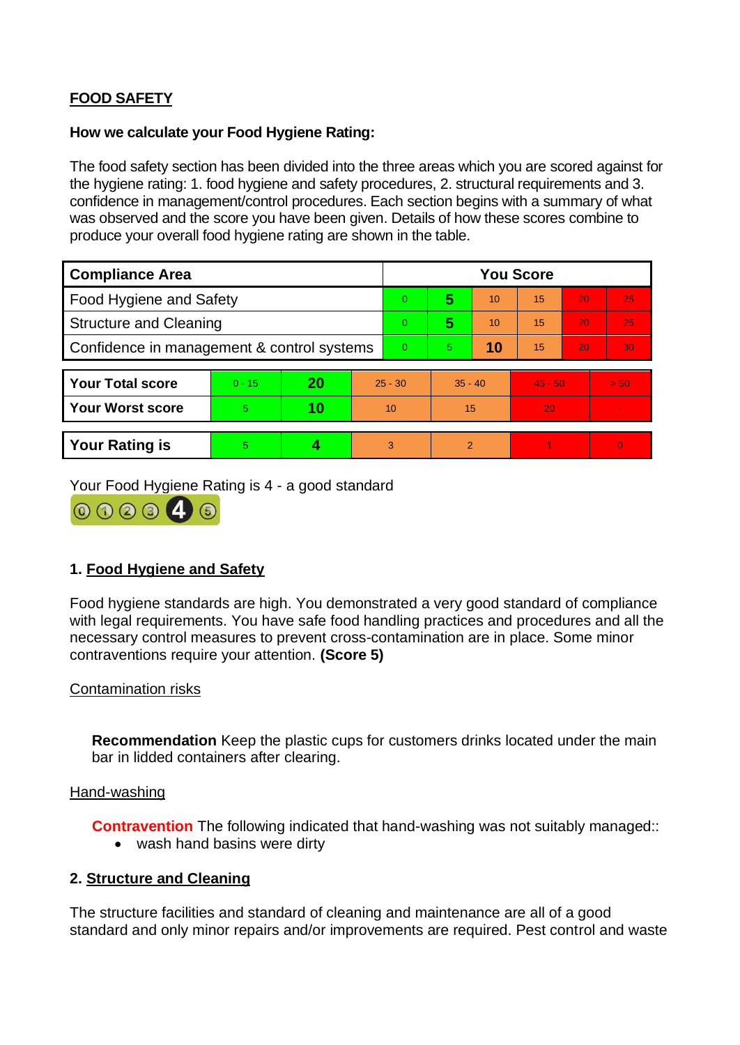## FOOD SAFETY

**How we calculate your Food Hygiene Rating:**

The food safety section has been divided into the three areas which you are scored against for the hygiene rating: 1. food hygiene and safety procedures, 2. structural requirements and 3. confidence in management/control procedures. Each section begins with a summary of what was observed and the score you have been given. Details of how these scores combine to produce your overall food hygiene rating are shown in the table.

| Compliance Area | You Score | | | | | |
|---|---|---|---|---|---|---|
| Food Hygiene and Safety | 0 | **5** | 10 | 15 | 20 | 25 |
| Structure and Cleaning | 0 | **5** | 10 | 15 | 20 | 25 |
| Confidence in management & control systems | 0 | 5 | **10** | 15 | 20 | 30 |

| | | | | | | |
|---|---|---|---|---|---|---|
| **Your Total score** | 0 - 15 | **20** | 25 - 30 | 35 - 40 | 45 - 50 | > 50 |
| **Your Worst score** | 5 | **10** | 10 | 15 | 20 | - |
| **Your Rating is** | 5 | **4** | 3 | 2 | 1 | 0 |

Your Food Hygiene Rating is 4 - a good standard

### 1. Food Hygiene and Safety

Food hygiene standards are high. You demonstrated a very good standard of compliance with legal requirements. You have safe food handling practices and procedures and all the necessary control measures to prevent cross-contamination are in place. Some minor contraventions require your attention. **(Score 5)**

Contamination risks

**Recommendation** Keep the plastic cups for customers drinks located under the main bar in lidded containers after clearing.

Hand-washing

**Contravention** The following indicated that hand-washing was not suitably managed::

- wash hand basins were dirty

### 2. Structure and Cleaning

The structure facilities and standard of cleaning and maintenance are all of a good standard and only minor repairs and/or improvements are required. Pest control and waste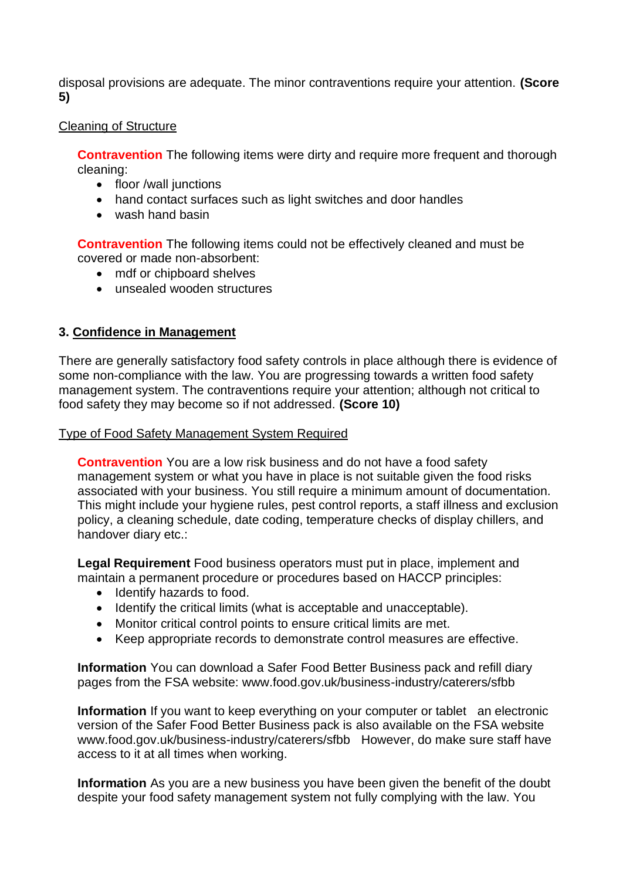disposal provisions are adequate. The minor contraventions require your attention. **(Score 5)**

Cleaning of Structure

**Contravention** The following items were dirty and require more frequent and thorough cleaning:

- floor /wall junctions
- hand contact surfaces such as light switches and door handles
- wash hand basin

**Contravention** The following items could not be effectively cleaned and must be covered or made non-absorbent:

- mdf or chipboard shelves
- unsealed wooden structures

## 3. Confidence in Management

There are generally satisfactory food safety controls in place although there is evidence of some non-compliance with the law. You are progressing towards a written food safety management system. The contraventions require your attention; although not critical to food safety they may become so if not addressed. **(Score 10)**

Type of Food Safety Management System Required

**Contravention** You are a low risk business and do not have a food safety management system or what you have in place is not suitable given the food risks associated with your business. You still require a minimum amount of documentation. This might include your hygiene rules, pest control reports, a staff illness and exclusion policy, a cleaning schedule, date coding, temperature checks of display chillers, and handover diary etc.:

**Legal Requirement** Food business operators must put in place, implement and maintain a permanent procedure or procedures based on HACCP principles:

- Identify hazards to food.
- Identify the critical limits (what is acceptable and unacceptable).
- Monitor critical control points to ensure critical limits are met.
- Keep appropriate records to demonstrate control measures are effective.

**Information** You can download a Safer Food Better Business pack and refill diary pages from the FSA website: www.food.gov.uk/business-industry/caterers/sfbb

**Information** If you want to keep everything on your computer or tablet an electronic version of the Safer Food Better Business pack is also available on the FSA website www.food.gov.uk/business-industry/caterers/sfbb However, do make sure staff have access to it at all times when working.

**Information** As you are a new business you have been given the benefit of the doubt despite your food safety management system not fully complying with the law. You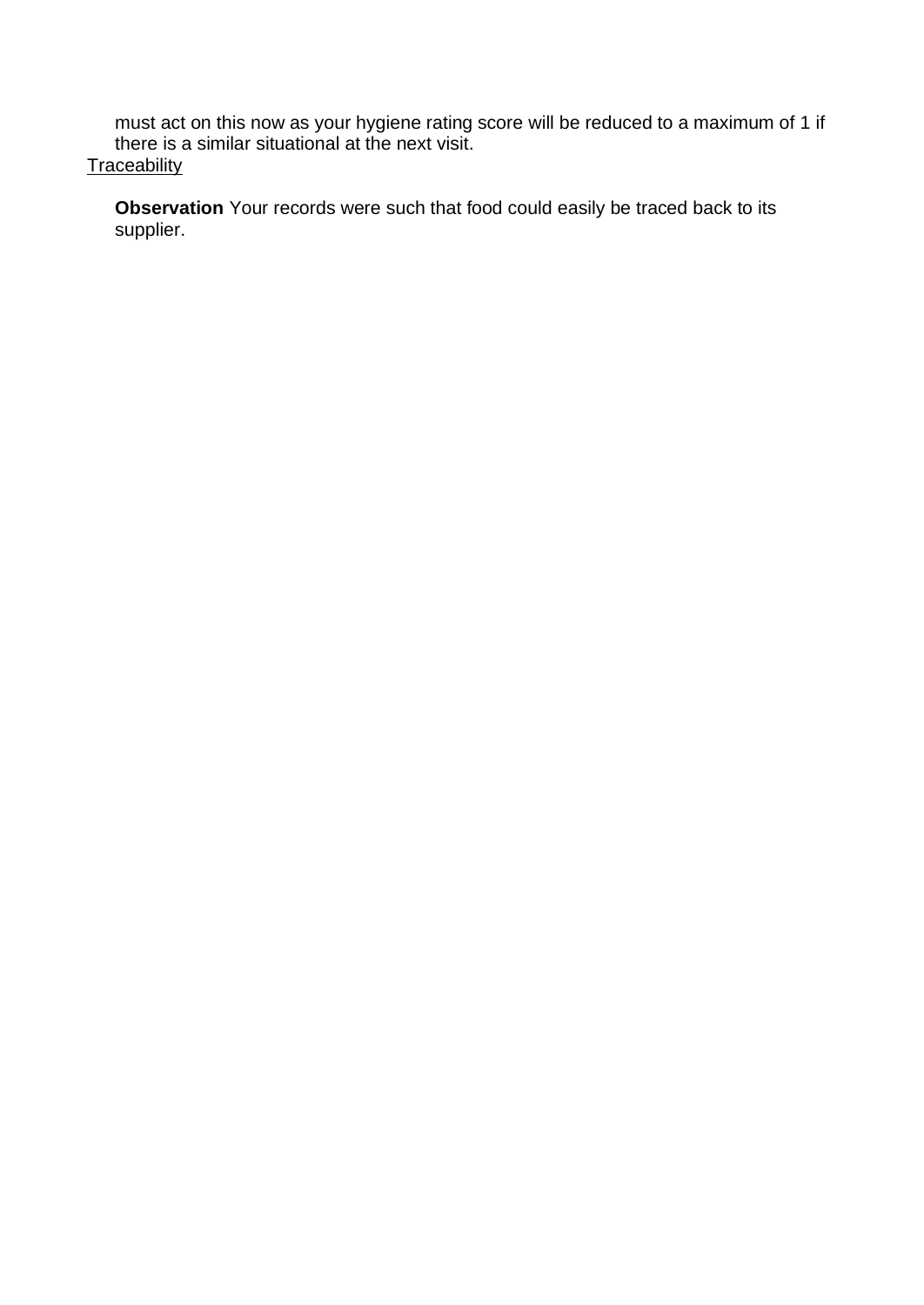must act on this now as your hygiene rating score will be reduced to a maximum of 1 if there is a similar situational at the next visit.

Traceability

**Observation** Your records were such that food could easily be traced back to its supplier.